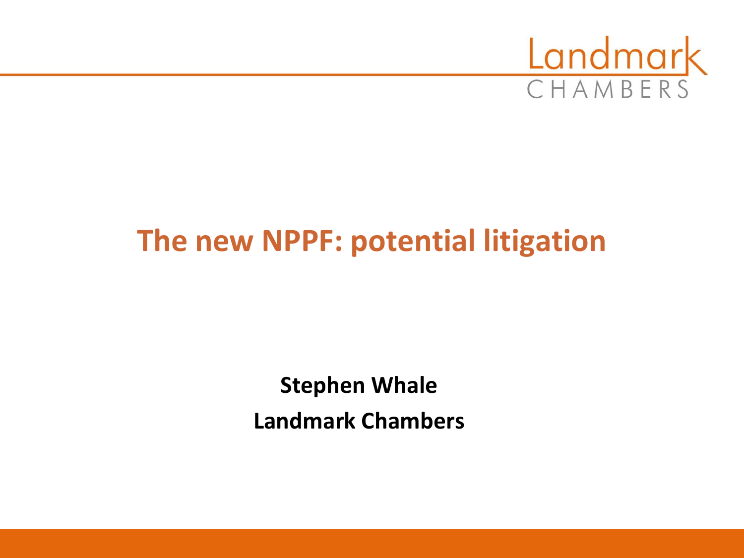Landmark
CHAMBERS

# The new NPPF: potential litigation

**Stephen Whale**

**Landmark Chambers**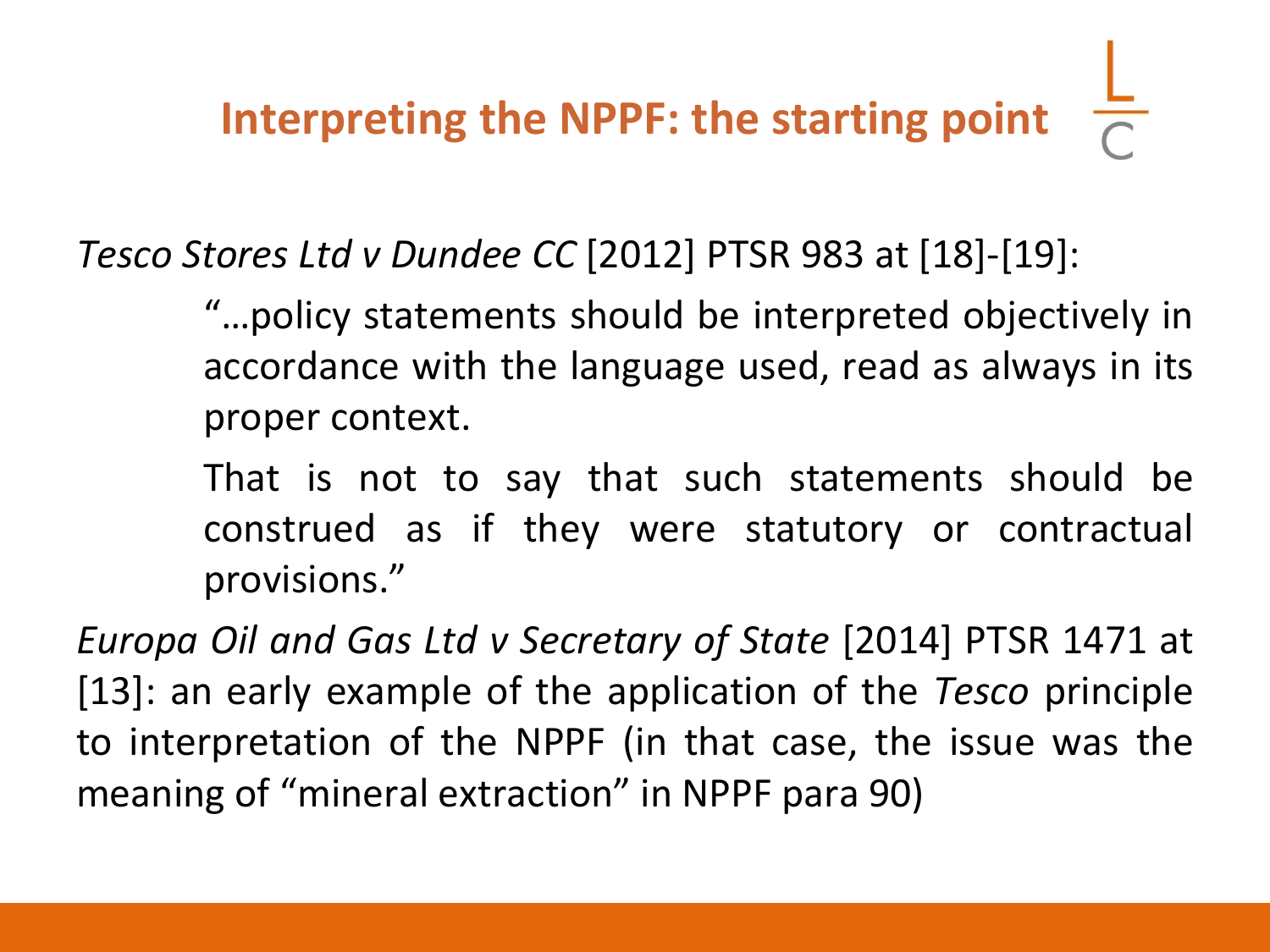## Interpreting the NPPF: the starting point

*Tesco Stores Ltd v Dundee CC* [2012] PTSR 983 at [18]-[19]:

> "…policy statements should be interpreted objectively in accordance with the language used, read as always in its proper context.
>
> That is not to say that such statements should be construed as if they were statutory or contractual provisions."

*Europa Oil and Gas Ltd v Secretary of State* [2014] PTSR 1471 at [13]: an early example of the application of the *Tesco* principle to interpretation of the NPPF (in that case, the issue was the meaning of "mineral extraction" in NPPF para 90)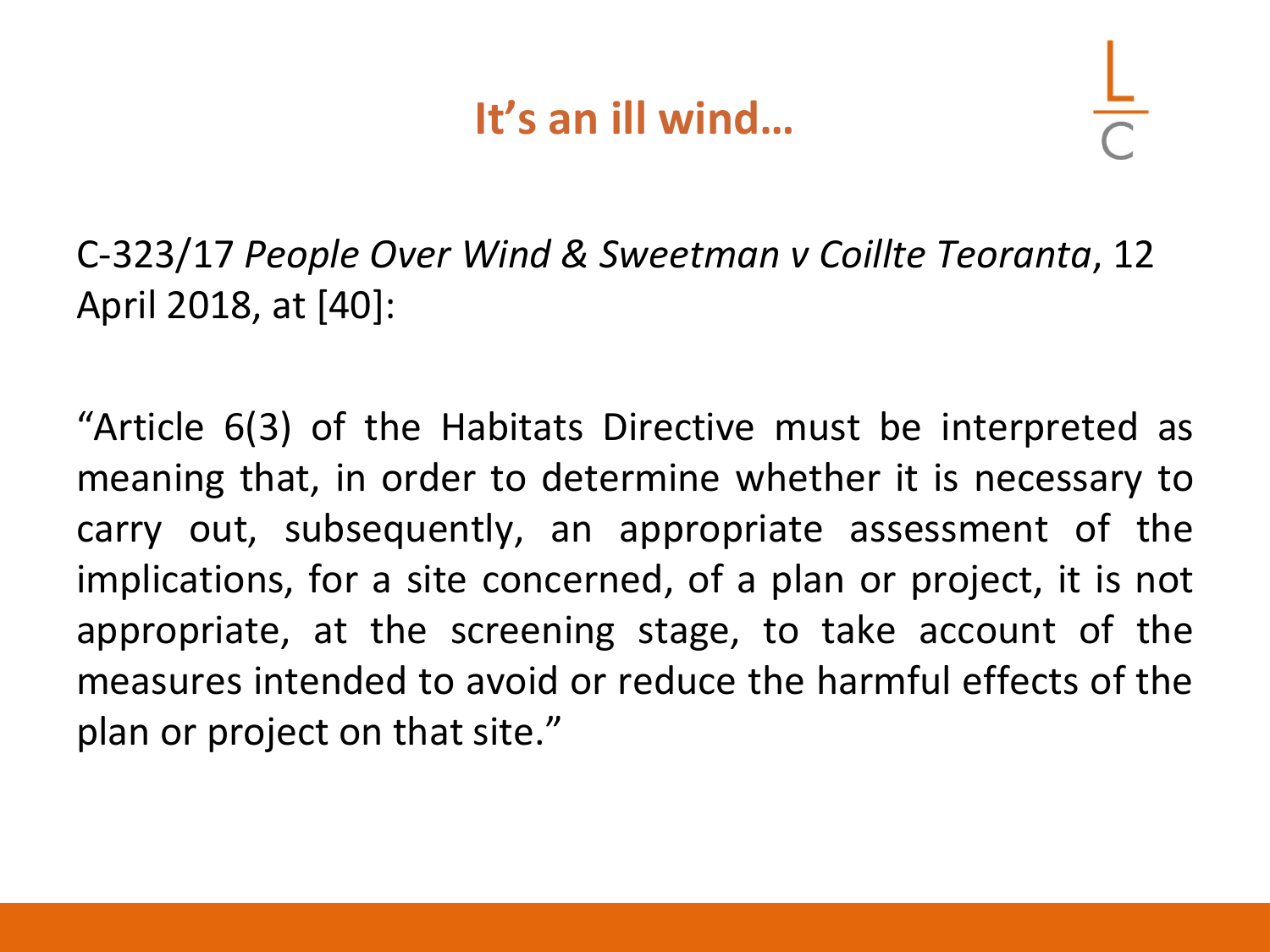# It's an ill wind…

C-323/17 *People Over Wind & Sweetman v Coillte Teoranta*, 12 April 2018, at [40]:

"Article 6(3) of the Habitats Directive must be interpreted as meaning that, in order to determine whether it is necessary to carry out, subsequently, an appropriate assessment of the implications, for a site concerned, of a plan or project, it is not appropriate, at the screening stage, to take account of the measures intended to avoid or reduce the harmful effects of the plan or project on that site."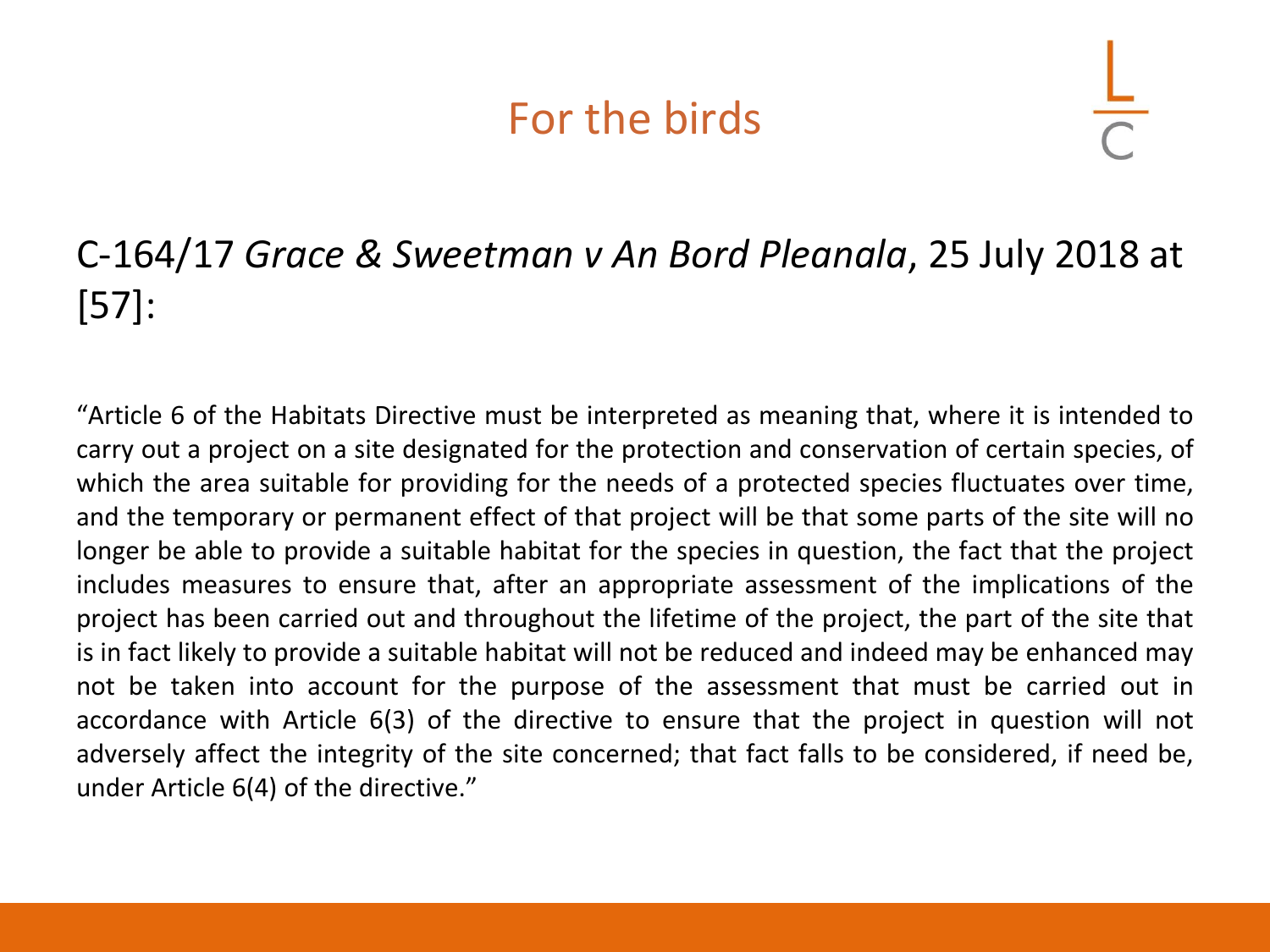# For the birds

## C-164/17 *Grace & Sweetman v An Bord Pleanala*, 25 July 2018 at [57]:

"Article 6 of the Habitats Directive must be interpreted as meaning that, where it is intended to carry out a project on a site designated for the protection and conservation of certain species, of which the area suitable for providing for the needs of a protected species fluctuates over time, and the temporary or permanent effect of that project will be that some parts of the site will no longer be able to provide a suitable habitat for the species in question, the fact that the project includes measures to ensure that, after an appropriate assessment of the implications of the project has been carried out and throughout the lifetime of the project, the part of the site that is in fact likely to provide a suitable habitat will not be reduced and indeed may be enhanced may not be taken into account for the purpose of the assessment that must be carried out in accordance with Article 6(3) of the directive to ensure that the project in question will not adversely affect the integrity of the site concerned; that fact falls to be considered, if need be, under Article 6(4) of the directive."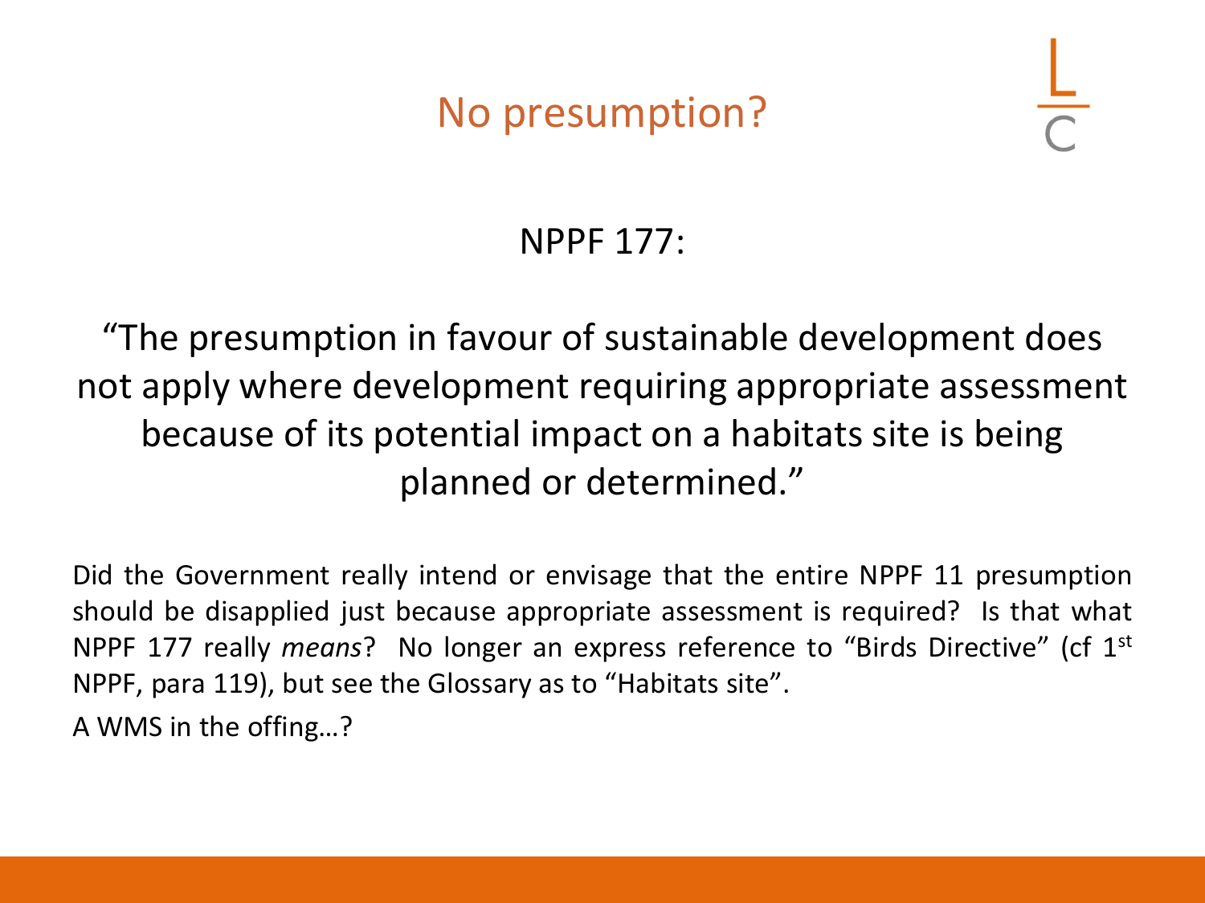# No presumption?

NPPF 177:

"The presumption in favour of sustainable development does not apply where development requiring appropriate assessment because of its potential impact on a habitats site is being planned or determined."

Did the Government really intend or envisage that the entire NPPF 11 presumption should be disapplied just because appropriate assessment is required? Is that what NPPF 177 really *means*? No longer an express reference to "Birds Directive" (cf 1st NPPF, para 119), but see the Glossary as to "Habitats site".

A WMS in the offing…?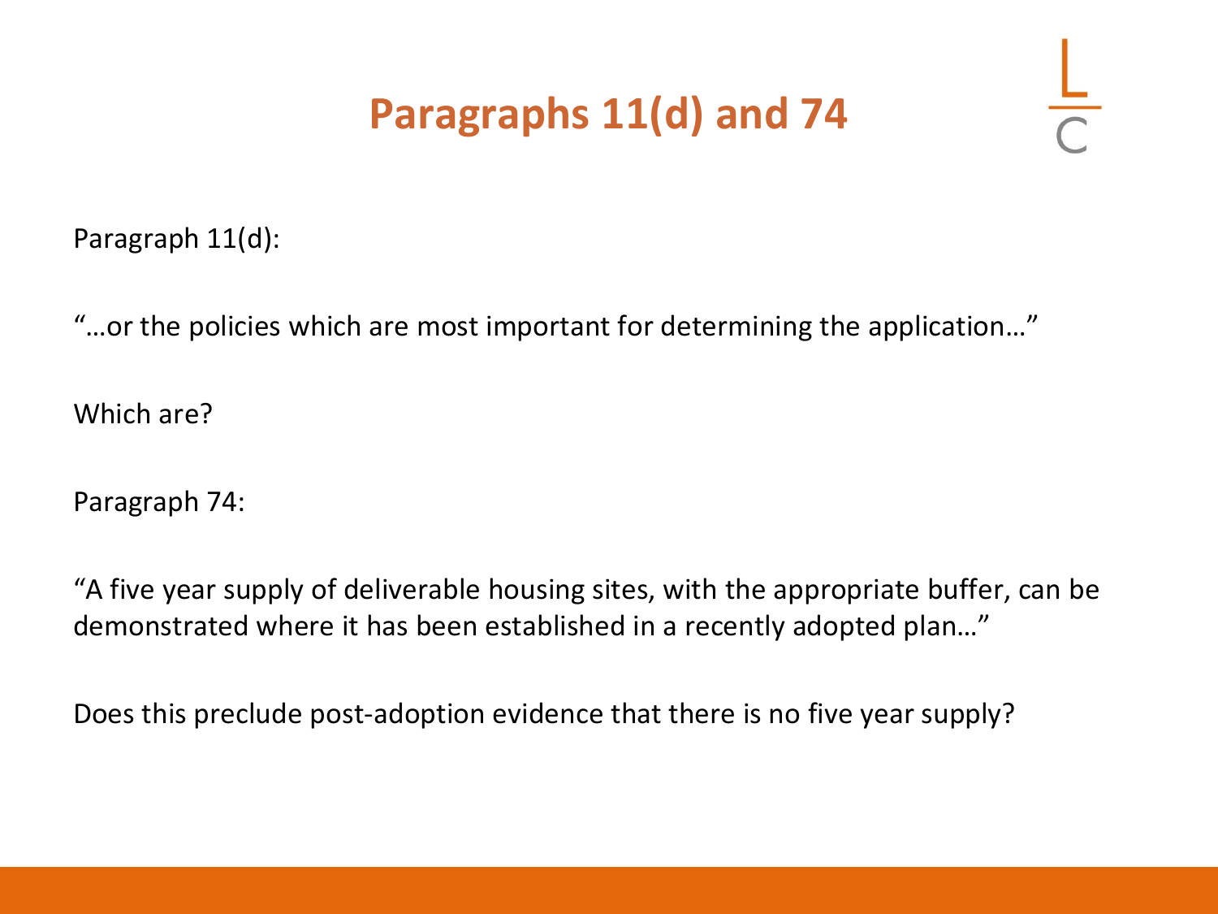# Paragraphs 11(d) and 74

Paragraph 11(d):

"…or the policies which are most important for determining the application…"

Which are?

Paragraph 74:

"A five year supply of deliverable housing sites, with the appropriate buffer, can be demonstrated where it has been established in a recently adopted plan…"

Does this preclude post-adoption evidence that there is no five year supply?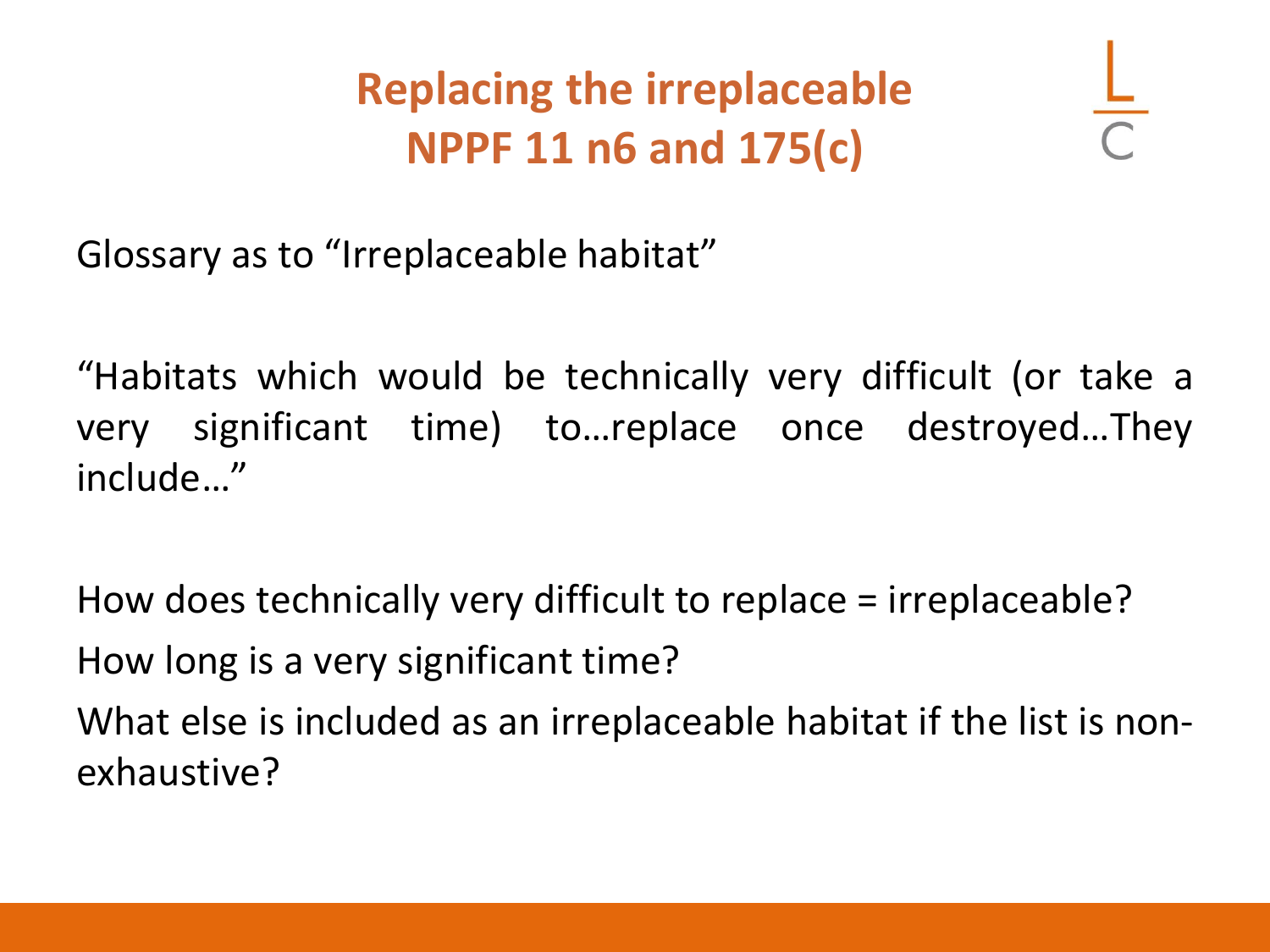# Replacing the irreplaceable
# NPPF 11 n6 and 175(c)

Glossary as to "Irreplaceable habitat"

"Habitats which would be technically very difficult (or take a very significant time) to…replace once destroyed…They include…"

How does technically very difficult to replace = irreplaceable?

How long is a very significant time?

What else is included as an irreplaceable habitat if the list is non-exhaustive?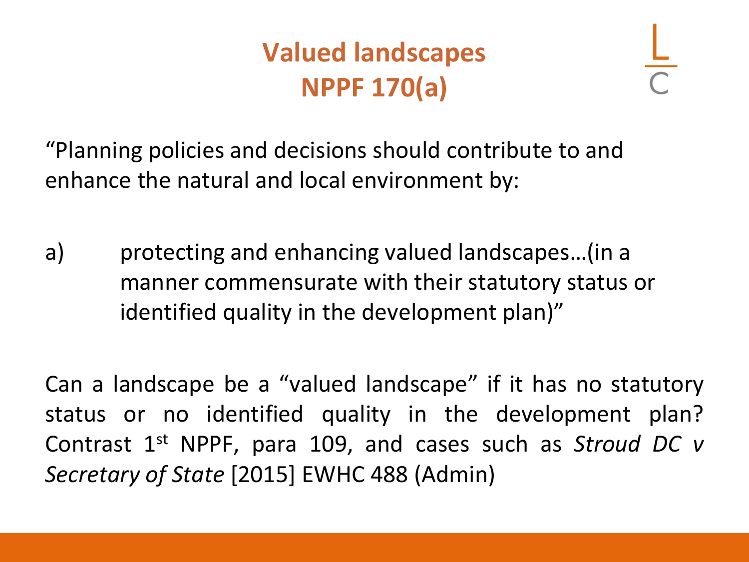# Valued landscapes
# NPPF 170(a)

"Planning policies and decisions should contribute to and enhance the natural and local environment by:

a) protecting and enhancing valued landscapes…(in a manner commensurate with their statutory status or identified quality in the development plan)"

Can a landscape be a "valued landscape" if it has no statutory status or no identified quality in the development plan? Contrast 1st NPPF, para 109, and cases such as *Stroud DC v Secretary of State* [2015] EWHC 488 (Admin)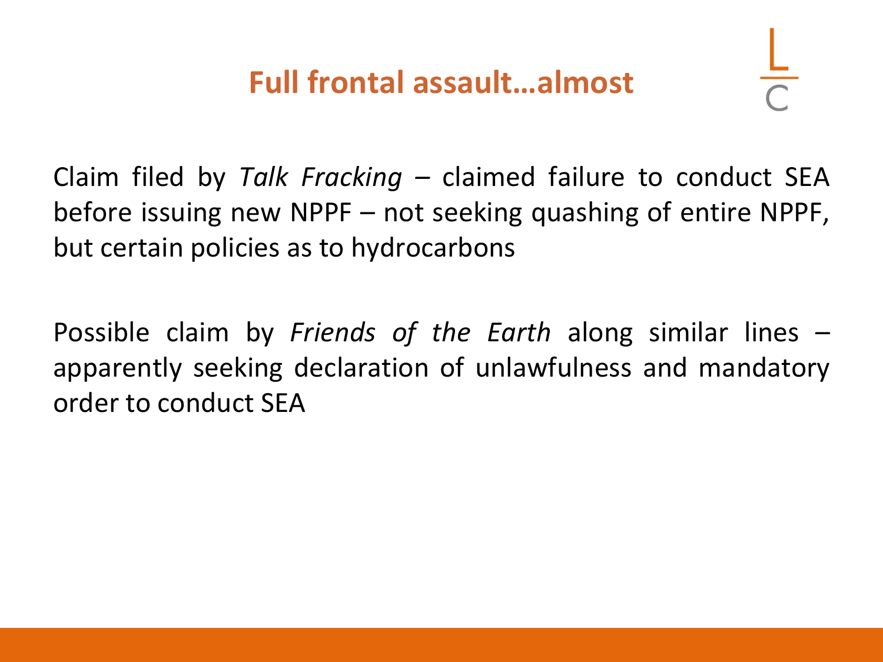# Full frontal assault…almost

Claim filed by *Talk Fracking* – claimed failure to conduct SEA before issuing new NPPF – not seeking quashing of entire NPPF, but certain policies as to hydrocarbons

Possible claim by *Friends of the Earth* along similar lines – apparently seeking declaration of unlawfulness and mandatory order to conduct SEA